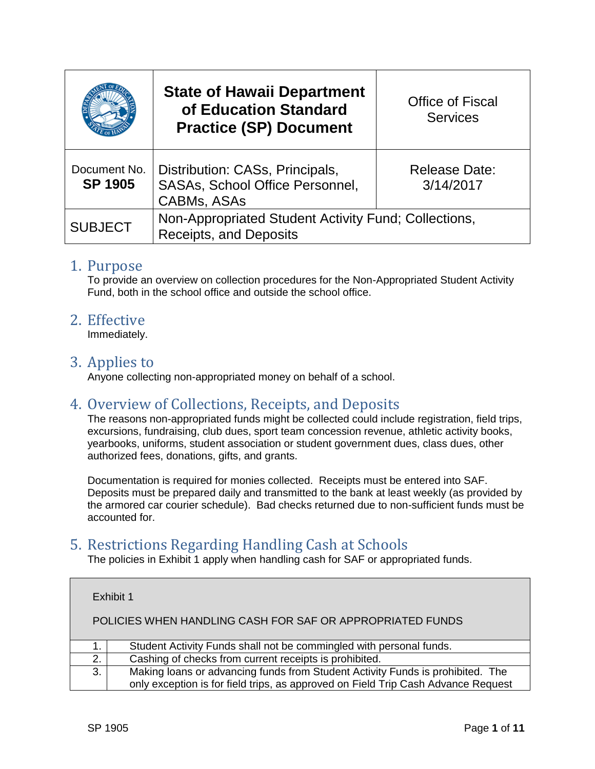| | State of Hawaii Department of Education Standard Practice (SP) Document | Office of Fiscal Services |
|---|---|---|
| Document No. **SP 1905** | Distribution: CASs, Principals, SASAs, School Office Personnel, CABMs, ASAs | Release Date: 3/14/2017 |
| SUBJECT | Non-Appropriated Student Activity Fund; Collections, Receipts, and Deposits | |

## 1. Purpose

To provide an overview on collection procedures for the Non-Appropriated Student Activity Fund, both in the school office and outside the school office.

## 2. Effective

Immediately.

## 3. Applies to

Anyone collecting non-appropriated money on behalf of a school.

## 4. Overview of Collections, Receipts, and Deposits

The reasons non-appropriated funds might be collected could include registration, field trips, excursions, fundraising, club dues, sport team concession revenue, athletic activity books, yearbooks, uniforms, student association or student government dues, class dues, other authorized fees, donations, gifts, and grants.

Documentation is required for monies collected. Receipts must be entered into SAF. Deposits must be prepared daily and transmitted to the bank at least weekly (as provided by the armored car courier schedule). Bad checks returned due to non-sufficient funds must be accounted for.

## 5. Restrictions Regarding Handling Cash at Schools

The policies in Exhibit 1 apply when handling cash for SAF or appropriated funds.

Exhibit 1

POLICIES WHEN HANDLING CASH FOR SAF OR APPROPRIATED FUNDS

| | |
|---|---|
| 1. | Student Activity Funds shall not be commingled with personal funds. |
| 2. | Cashing of checks from current receipts is prohibited. |
| 3. | Making loans or advancing funds from Student Activity Funds is prohibited. The only exception is for field trips, as approved on Field Trip Cash Advance Request |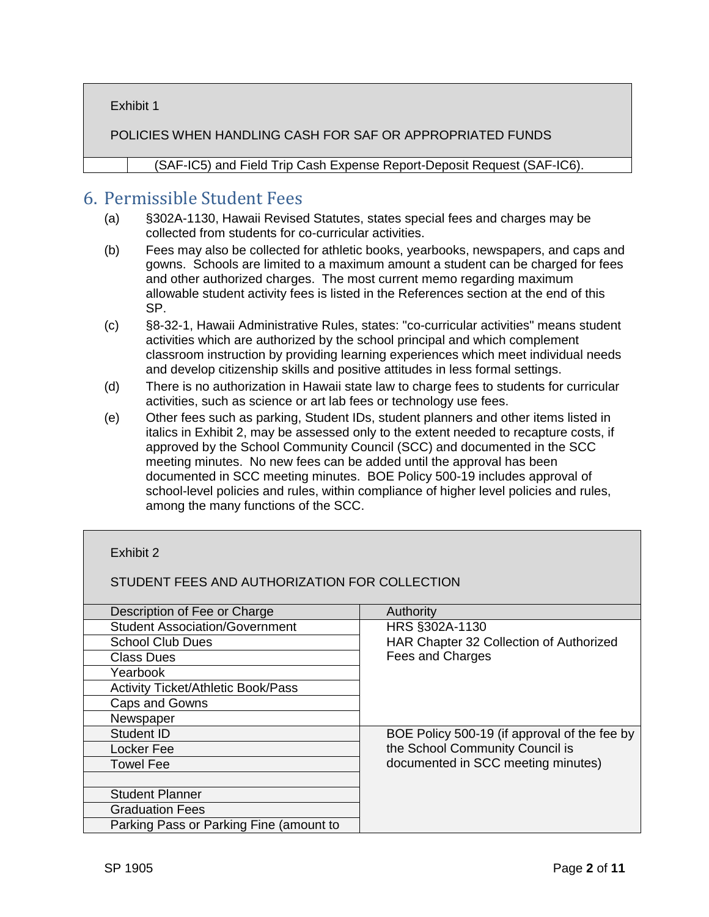Exhibit 1

POLICIES WHEN HANDLING CASH FOR SAF OR APPROPRIATED FUNDS

| | (SAF-IC5) and Field Trip Cash Expense Report-Deposit Request (SAF-IC6). |
|---|---|

## 6. Permissible Student Fees

(a) §302A-1130, Hawaii Revised Statutes, states special fees and charges may be collected from students for co-curricular activities.

(b) Fees may also be collected for athletic books, yearbooks, newspapers, and caps and gowns. Schools are limited to a maximum amount a student can be charged for fees and other authorized charges. The most current memo regarding maximum allowable student activity fees is listed in the References section at the end of this SP.

(c) §8-32-1, Hawaii Administrative Rules, states: "co-curricular activities" means student activities which are authorized by the school principal and which complement classroom instruction by providing learning experiences which meet individual needs and develop citizenship skills and positive attitudes in less formal settings.

(d) There is no authorization in Hawaii state law to charge fees to students for curricular activities, such as science or art lab fees or technology use fees.

(e) Other fees such as parking, Student IDs, student planners and other items listed in italics in Exhibit 2, may be assessed only to the extent needed to recapture costs, if approved by the School Community Council (SCC) and documented in the SCC meeting minutes. No new fees can be added until the approval has been documented in SCC meeting minutes. BOE Policy 500-19 includes approval of school-level policies and rules, within compliance of higher level policies and rules, among the many functions of the SCC.

Exhibit 2

STUDENT FEES AND AUTHORIZATION FOR COLLECTION

| Description of Fee or Charge | Authority |
|---|---|
| Student Association/Government | HRS §302A-1130 HAR Chapter 32 Collection of Authorized Fees and Charges |
| School Club Dues | |
| Class Dues | |
| Yearbook | |
| Activity Ticket/Athletic Book/Pass | |
| Caps and Gowns | |
| Newspaper | |
| Student ID | BOE Policy 500-19 (if approval of the fee by the School Community Council is documented in SCC meeting minutes) |
| Locker Fee | |
| Towel Fee | |
| | |
| Student Planner | |
| Graduation Fees | |
| Parking Pass or Parking Fine (amount to | |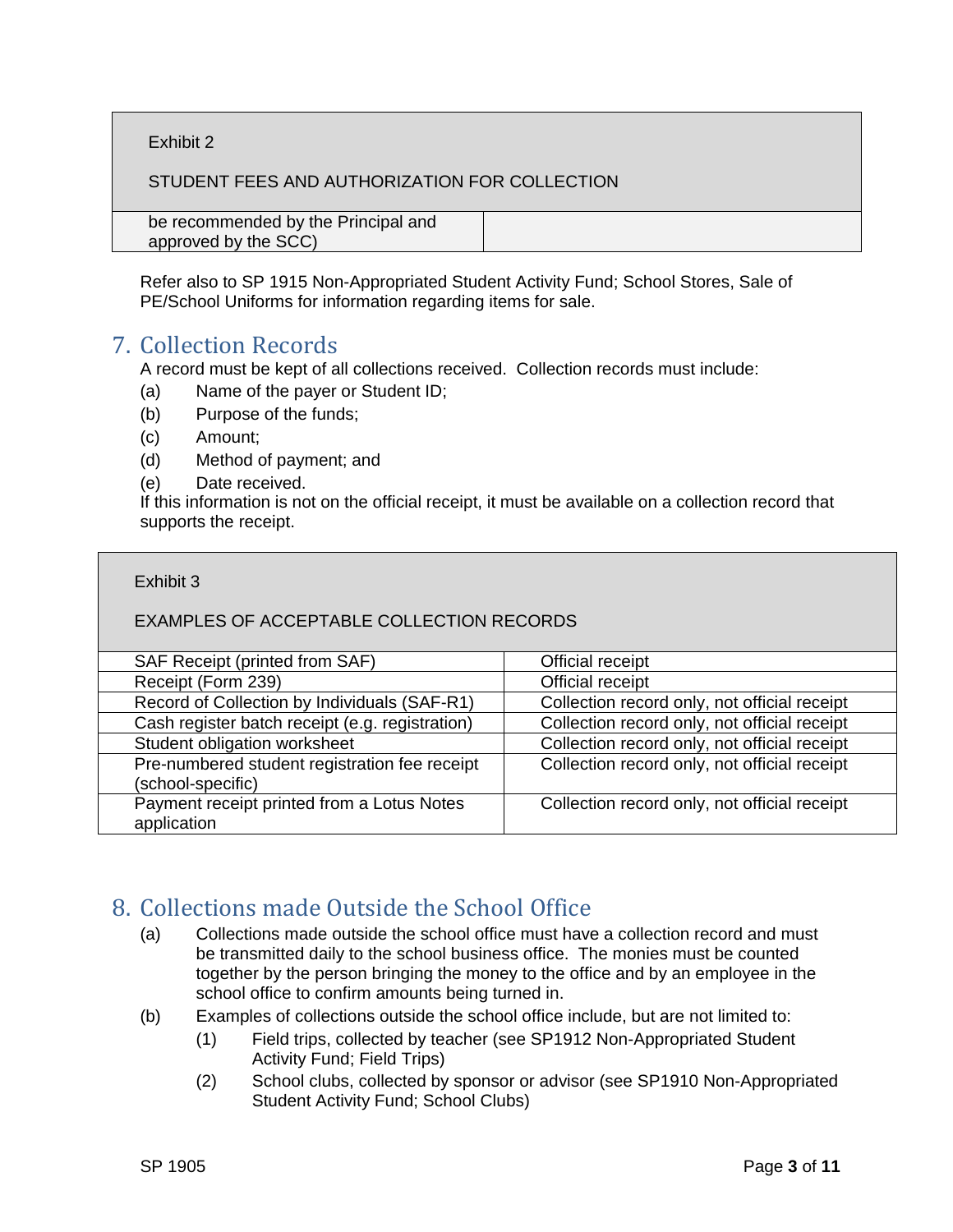| Exhibit 2<br><br>STUDENT FEES AND AUTHORIZATION FOR COLLECTION | |
|---|---|
| be recommended by the Principal and approved by the SCC) | |

Refer also to SP 1915 Non-Appropriated Student Activity Fund; School Stores, Sale of PE/School Uniforms for information regarding items for sale.

## 7. Collection Records

A record must be kept of all collections received. Collection records must include:

(a) Name of the payer or Student ID;

(b) Purpose of the funds;

(c) Amount;

(d) Method of payment; and

(e) Date received.

If this information is not on the official receipt, it must be available on a collection record that supports the receipt.

| Exhibit 3<br><br>EXAMPLES OF ACCEPTABLE COLLECTION RECORDS | |
|---|---|
| SAF Receipt (printed from SAF) | Official receipt |
| Receipt (Form 239) | Official receipt |
| Record of Collection by Individuals (SAF-R1) | Collection record only, not official receipt |
| Cash register batch receipt (e.g. registration) | Collection record only, not official receipt |
| Student obligation worksheet | Collection record only, not official receipt |
| Pre-numbered student registration fee receipt (school-specific) | Collection record only, not official receipt |
| Payment receipt printed from a Lotus Notes application | Collection record only, not official receipt |

## 8. Collections made Outside the School Office

(a) Collections made outside the school office must have a collection record and must be transmitted daily to the school business office. The monies must be counted together by the person bringing the money to the office and by an employee in the school office to confirm amounts being turned in.

(b) Examples of collections outside the school office include, but are not limited to:

(1) Field trips, collected by teacher (see SP1912 Non-Appropriated Student Activity Fund; Field Trips)

(2) School clubs, collected by sponsor or advisor (see SP1910 Non-Appropriated Student Activity Fund; School Clubs)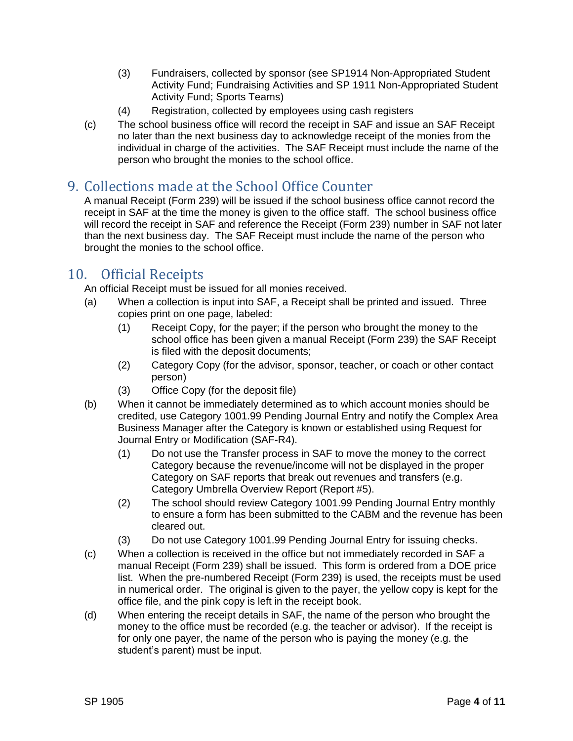(3) Fundraisers, collected by sponsor (see SP1914 Non-Appropriated Student Activity Fund; Fundraising Activities and SP 1911 Non-Appropriated Student Activity Fund; Sports Teams)

(4) Registration, collected by employees using cash registers

(c) The school business office will record the receipt in SAF and issue an SAF Receipt no later than the next business day to acknowledge receipt of the monies from the individual in charge of the activities. The SAF Receipt must include the name of the person who brought the monies to the school office.

## 9. Collections made at the School Office Counter

A manual Receipt (Form 239) will be issued if the school business office cannot record the receipt in SAF at the time the money is given to the office staff. The school business office will record the receipt in SAF and reference the Receipt (Form 239) number in SAF not later than the next business day. The SAF Receipt must include the name of the person who brought the monies to the school office.

## 10. Official Receipts

An official Receipt must be issued for all monies received.

(a) When a collection is input into SAF, a Receipt shall be printed and issued. Three copies print on one page, labeled:

- (1) Receipt Copy, for the payer; if the person who brought the money to the school office has been given a manual Receipt (Form 239) the SAF Receipt is filed with the deposit documents;
- (2) Category Copy (for the advisor, sponsor, teacher, or coach or other contact person)
- (3) Office Copy (for the deposit file)

(b) When it cannot be immediately determined as to which account monies should be credited, use Category 1001.99 Pending Journal Entry and notify the Complex Area Business Manager after the Category is known or established using Request for Journal Entry or Modification (SAF-R4).

- (1) Do not use the Transfer process in SAF to move the money to the correct Category because the revenue/income will not be displayed in the proper Category on SAF reports that break out revenues and transfers (e.g. Category Umbrella Overview Report (Report #5).
- (2) The school should review Category 1001.99 Pending Journal Entry monthly to ensure a form has been submitted to the CABM and the revenue has been cleared out.
- (3) Do not use Category 1001.99 Pending Journal Entry for issuing checks.

(c) When a collection is received in the office but not immediately recorded in SAF a manual Receipt (Form 239) shall be issued. This form is ordered from a DOE price list. When the pre-numbered Receipt (Form 239) is used, the receipts must be used in numerical order. The original is given to the payer, the yellow copy is kept for the office file, and the pink copy is left in the receipt book.

(d) When entering the receipt details in SAF, the name of the person who brought the money to the office must be recorded (e.g. the teacher or advisor). If the receipt is for only one payer, the name of the person who is paying the money (e.g. the student's parent) must be input.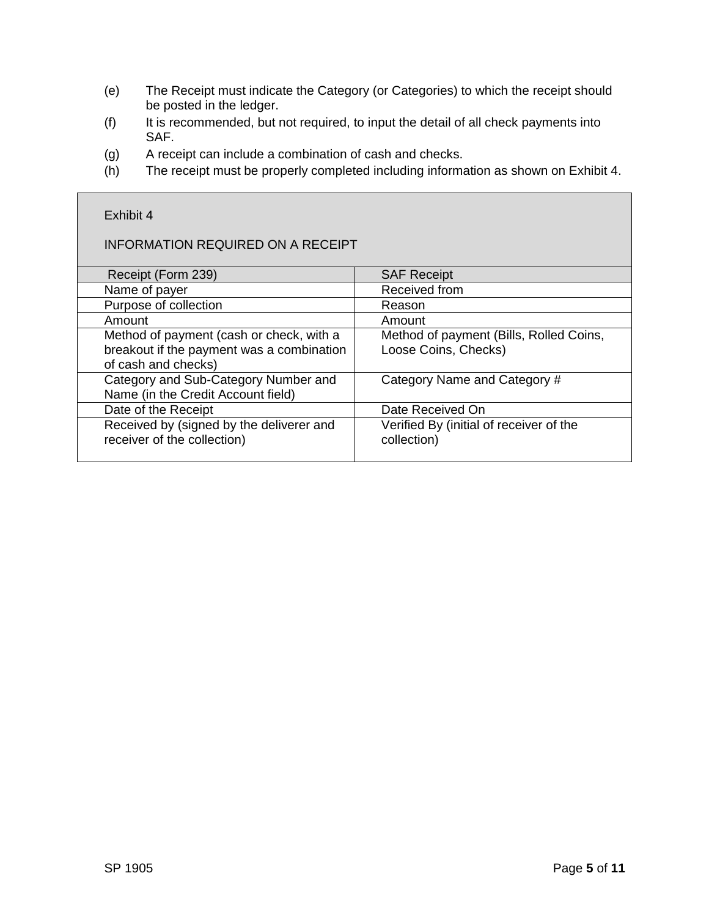(e) The Receipt must indicate the Category (or Categories) to which the receipt should be posted in the ledger.

(f) It is recommended, but not required, to input the detail of all check payments into SAF.

(g) A receipt can include a combination of cash and checks.

(h) The receipt must be properly completed including information as shown on Exhibit 4.

Exhibit 4

INFORMATION REQUIRED ON A RECEIPT

| Receipt (Form 239) | SAF Receipt |
|---|---|
| Name of payer | Received from |
| Purpose of collection | Reason |
| Amount | Amount |
| Method of payment (cash or check, with a breakout if the payment was a combination of cash and checks) | Method of payment (Bills, Rolled Coins, Loose Coins, Checks) |
| Category and Sub-Category Number and Name (in the Credit Account field) | Category Name and Category # |
| Date of the Receipt | Date Received On |
| Received by (signed by the deliverer and receiver of the collection) | Verified By (initial of receiver of the collection) |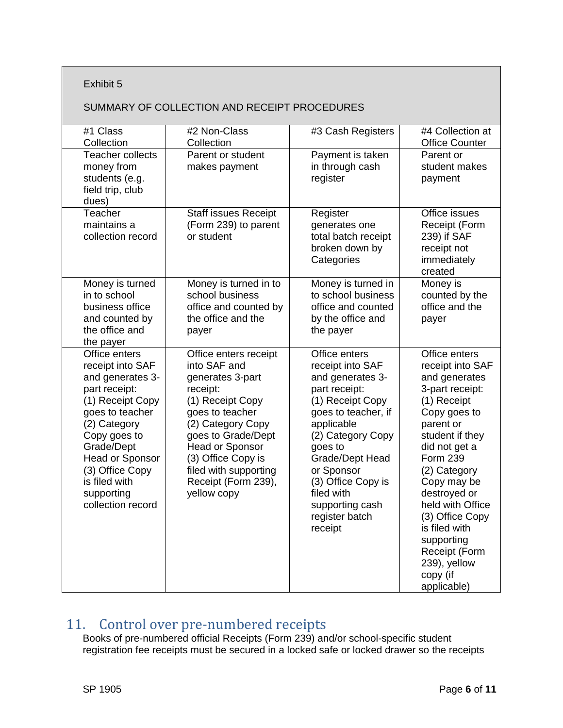Exhibit 5

SUMMARY OF COLLECTION AND RECEIPT PROCEDURES

| #1 Class Collection | #2 Non-Class Collection | #3 Cash Registers | #4 Collection at Office Counter |
|---|---|---|---|
| Teacher collects money from students (e.g. field trip, club dues) | Parent or student makes payment | Payment is taken in through cash register | Parent or student makes payment |
| Teacher maintains a collection record | Staff issues Receipt (Form 239) to parent or student | Register generates one total batch receipt broken down by Categories | Office issues Receipt (Form 239) if SAF receipt not immediately created |
| Money is turned in to school business office and counted by the office and the payer | Money is turned in to school business office and counted by the office and the payer | Money is turned in to school business office and counted by the office and the payer | Money is counted by the office and the payer |
| Office enters receipt into SAF and generates 3-part receipt: (1) Receipt Copy goes to teacher (2) Category Copy goes to Grade/Dept Head or Sponsor (3) Office Copy is filed with supporting collection record | Office enters receipt into SAF and generates 3-part receipt: (1) Receipt Copy goes to teacher (2) Category Copy goes to Grade/Dept Head or Sponsor (3) Office Copy is filed with supporting Receipt (Form 239), yellow copy | Office enters receipt into SAF and generates 3-part receipt: (1) Receipt Copy goes to teacher, if applicable (2) Category Copy goes to Grade/Dept Head or Sponsor (3) Office Copy is filed with supporting cash register batch receipt | Office enters receipt into SAF and generates 3-part receipt: (1) Receipt Copy goes to parent or student if they did not get a Form 239 (2) Category Copy may be destroyed or held with Office (3) Office Copy is filed with supporting Receipt (Form 239), yellow copy (if applicable) |

## 11. Control over pre-numbered receipts

Books of pre-numbered official Receipts (Form 239) and/or school-specific student registration fee receipts must be secured in a locked safe or locked drawer so the receipts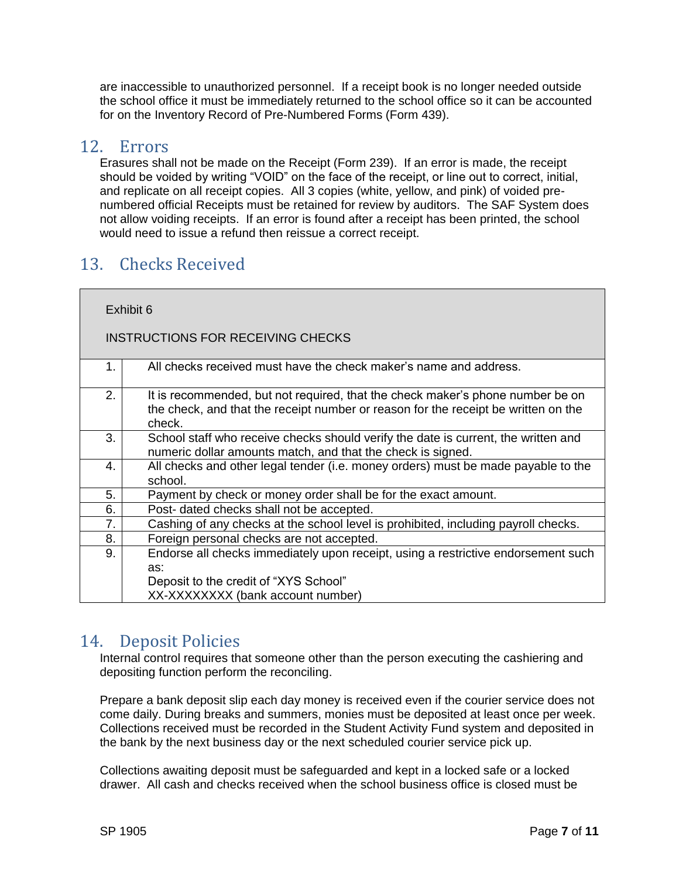are inaccessible to unauthorized personnel. If a receipt book is no longer needed outside the school office it must be immediately returned to the school office so it can be accounted for on the Inventory Record of Pre-Numbered Forms (Form 439).

## 12. Errors

Erasures shall not be made on the Receipt (Form 239). If an error is made, the receipt should be voided by writing "VOID" on the face of the receipt, or line out to correct, initial, and replicate on all receipt copies. All 3 copies (white, yellow, and pink) of voided pre-numbered official Receipts must be retained for review by auditors. The SAF System does not allow voiding receipts. If an error is found after a receipt has been printed, the school would need to issue a refund then reissue a correct receipt.

## 13. Checks Received

| Exhibit 6<br><br>INSTRUCTIONS FOR RECEIVING CHECKS | |
|---|---|
| 1. | All checks received must have the check maker's name and address. |
| 2. | It is recommended, but not required, that the check maker's phone number be on the check, and that the receipt number or reason for the receipt be written on the check. |
| 3. | School staff who receive checks should verify the date is current, the written and numeric dollar amounts match, and that the check is signed. |
| 4. | All checks and other legal tender (i.e. money orders) must be made payable to the school. |
| 5. | Payment by check or money order shall be for the exact amount. |
| 6. | Post- dated checks shall not be accepted. |
| 7. | Cashing of any checks at the school level is prohibited, including payroll checks. |
| 8. | Foreign personal checks are not accepted. |
| 9. | Endorse all checks immediately upon receipt, using a restrictive endorsement such as:<br>Deposit to the credit of "XYS School"<br>XX-XXXXXXXX (bank account number) |

## 14. Deposit Policies

Internal control requires that someone other than the person executing the cashiering and depositing function perform the reconciling.

Prepare a bank deposit slip each day money is received even if the courier service does not come daily. During breaks and summers, monies must be deposited at least once per week. Collections received must be recorded in the Student Activity Fund system and deposited in the bank by the next business day or the next scheduled courier service pick up.

Collections awaiting deposit must be safeguarded and kept in a locked safe or a locked drawer. All cash and checks received when the school business office is closed must be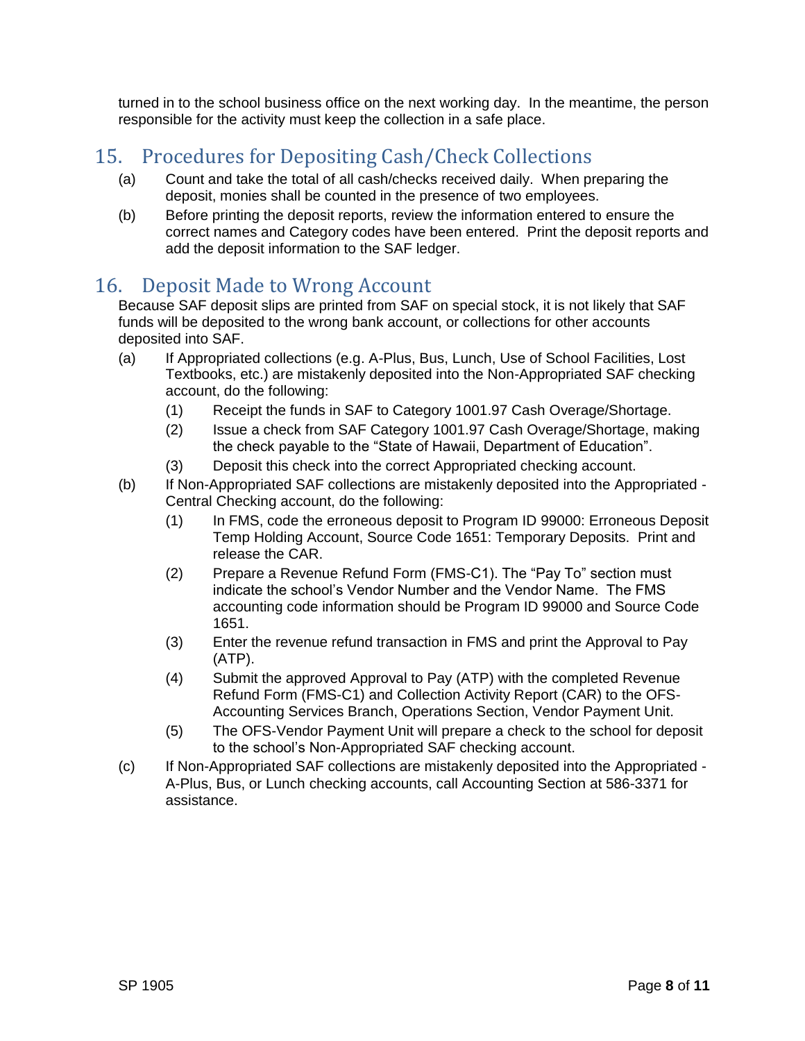turned in to the school business office on the next working day. In the meantime, the person responsible for the activity must keep the collection in a safe place.

## 15. Procedures for Depositing Cash/Check Collections

(a) Count and take the total of all cash/checks received daily. When preparing the deposit, monies shall be counted in the presence of two employees.

(b) Before printing the deposit reports, review the information entered to ensure the correct names and Category codes have been entered. Print the deposit reports and add the deposit information to the SAF ledger.

## 16. Deposit Made to Wrong Account

Because SAF deposit slips are printed from SAF on special stock, it is not likely that SAF funds will be deposited to the wrong bank account, or collections for other accounts deposited into SAF.

(a) If Appropriated collections (e.g. A-Plus, Bus, Lunch, Use of School Facilities, Lost Textbooks, etc.) are mistakenly deposited into the Non-Appropriated SAF checking account, do the following:

 (1) Receipt the funds in SAF to Category 1001.97 Cash Overage/Shortage.

 (2) Issue a check from SAF Category 1001.97 Cash Overage/Shortage, making the check payable to the "State of Hawaii, Department of Education".

 (3) Deposit this check into the correct Appropriated checking account.

(b) If Non-Appropriated SAF collections are mistakenly deposited into the Appropriated - Central Checking account, do the following:

 (1) In FMS, code the erroneous deposit to Program ID 99000: Erroneous Deposit Temp Holding Account, Source Code 1651: Temporary Deposits. Print and release the CAR.

 (2) Prepare a Revenue Refund Form (FMS-C1). The "Pay To" section must indicate the school's Vendor Number and the Vendor Name. The FMS accounting code information should be Program ID 99000 and Source Code 1651.

 (3) Enter the revenue refund transaction in FMS and print the Approval to Pay (ATP).

 (4) Submit the approved Approval to Pay (ATP) with the completed Revenue Refund Form (FMS-C1) and Collection Activity Report (CAR) to the OFS-Accounting Services Branch, Operations Section, Vendor Payment Unit.

 (5) The OFS-Vendor Payment Unit will prepare a check to the school for deposit to the school's Non-Appropriated SAF checking account.

(c) If Non-Appropriated SAF collections are mistakenly deposited into the Appropriated - A-Plus, Bus, or Lunch checking accounts, call Accounting Section at 586-3371 for assistance.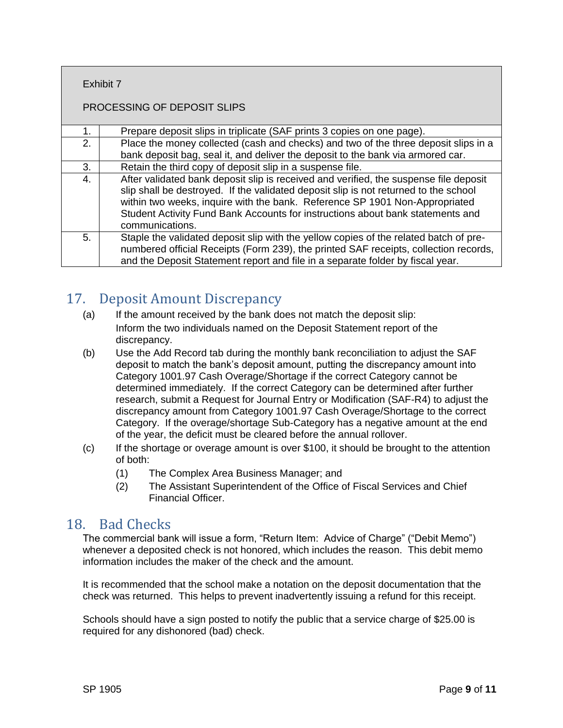| Exhibit 7<br><br>PROCESSING OF DEPOSIT SLIPS | |
|---|---|
| 1. | Prepare deposit slips in triplicate (SAF prints 3 copies on one page). |
| 2. | Place the money collected (cash and checks) and two of the three deposit slips in a bank deposit bag, seal it, and deliver the deposit to the bank via armored car. |
| 3. | Retain the third copy of deposit slip in a suspense file. |
| 4. | After validated bank deposit slip is received and verified, the suspense file deposit slip shall be destroyed. If the validated deposit slip is not returned to the school within two weeks, inquire with the bank. Reference SP 1901 Non-Appropriated Student Activity Fund Bank Accounts for instructions about bank statements and communications. |
| 5. | Staple the validated deposit slip with the yellow copies of the related batch of pre-numbered official Receipts (Form 239), the printed SAF receipts, collection records, and the Deposit Statement report and file in a separate folder by fiscal year. |

## 17. Deposit Amount Discrepancy

(a) If the amount received by the bank does not match the deposit slip:
Inform the two individuals named on the Deposit Statement report of the discrepancy.

(b) Use the Add Record tab during the monthly bank reconciliation to adjust the SAF deposit to match the bank's deposit amount, putting the discrepancy amount into Category 1001.97 Cash Overage/Shortage if the correct Category cannot be determined immediately. If the correct Category can be determined after further research, submit a Request for Journal Entry or Modification (SAF-R4) to adjust the discrepancy amount from Category 1001.97 Cash Overage/Shortage to the correct Category. If the overage/shortage Sub-Category has a negative amount at the end of the year, the deficit must be cleared before the annual rollover.

(c) If the shortage or overage amount is over $100, it should be brought to the attention of both:

(1) The Complex Area Business Manager; and

(2) The Assistant Superintendent of the Office of Fiscal Services and Chief Financial Officer.

## 18. Bad Checks

The commercial bank will issue a form, "Return Item: Advice of Charge" ("Debit Memo") whenever a deposited check is not honored, which includes the reason. This debit memo information includes the maker of the check and the amount.

It is recommended that the school make a notation on the deposit documentation that the check was returned. This helps to prevent inadvertently issuing a refund for this receipt.

Schools should have a sign posted to notify the public that a service charge of $25.00 is required for any dishonored (bad) check.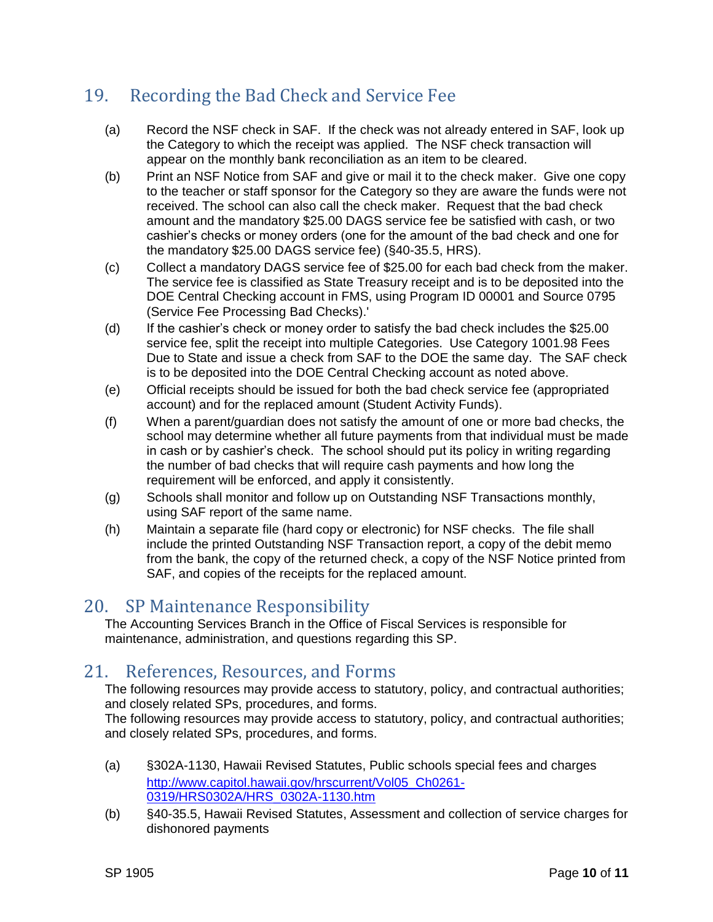## 19. Recording the Bad Check and Service Fee

(a) Record the NSF check in SAF. If the check was not already entered in SAF, look up the Category to which the receipt was applied. The NSF check transaction will appear on the monthly bank reconciliation as an item to be cleared.

(b) Print an NSF Notice from SAF and give or mail it to the check maker. Give one copy to the teacher or staff sponsor for the Category so they are aware the funds were not received. The school can also call the check maker. Request that the bad check amount and the mandatory $25.00 DAGS service fee be satisfied with cash, or two cashier's checks or money orders (one for the amount of the bad check and one for the mandatory $25.00 DAGS service fee) (§40-35.5, HRS).

(c) Collect a mandatory DAGS service fee of $25.00 for each bad check from the maker. The service fee is classified as State Treasury receipt and is to be deposited into the DOE Central Checking account in FMS, using Program ID 00001 and Source 0795 (Service Fee Processing Bad Checks).'

(d) If the cashier's check or money order to satisfy the bad check includes the $25.00 service fee, split the receipt into multiple Categories. Use Category 1001.98 Fees Due to State and issue a check from SAF to the DOE the same day. The SAF check is to be deposited into the DOE Central Checking account as noted above.

(e) Official receipts should be issued for both the bad check service fee (appropriated account) and for the replaced amount (Student Activity Funds).

(f) When a parent/guardian does not satisfy the amount of one or more bad checks, the school may determine whether all future payments from that individual must be made in cash or by cashier's check. The school should put its policy in writing regarding the number of bad checks that will require cash payments and how long the requirement will be enforced, and apply it consistently.

(g) Schools shall monitor and follow up on Outstanding NSF Transactions monthly, using SAF report of the same name.

(h) Maintain a separate file (hard copy or electronic) for NSF checks. The file shall include the printed Outstanding NSF Transaction report, a copy of the debit memo from the bank, the copy of the returned check, a copy of the NSF Notice printed from SAF, and copies of the receipts for the replaced amount.

## 20. SP Maintenance Responsibility

The Accounting Services Branch in the Office of Fiscal Services is responsible for maintenance, administration, and questions regarding this SP.

## 21. References, Resources, and Forms

The following resources may provide access to statutory, policy, and contractual authorities; and closely related SPs, procedures, and forms.
The following resources may provide access to statutory, policy, and contractual authorities; and closely related SPs, procedures, and forms.

(a) §302A-1130, Hawaii Revised Statutes, Public schools special fees and charges http://www.capitol.hawaii.gov/hrscurrent/Vol05_Ch0261-0319/HRS0302A/HRS_0302A-1130.htm

(b) §40-35.5, Hawaii Revised Statutes, Assessment and collection of service charges for dishonored payments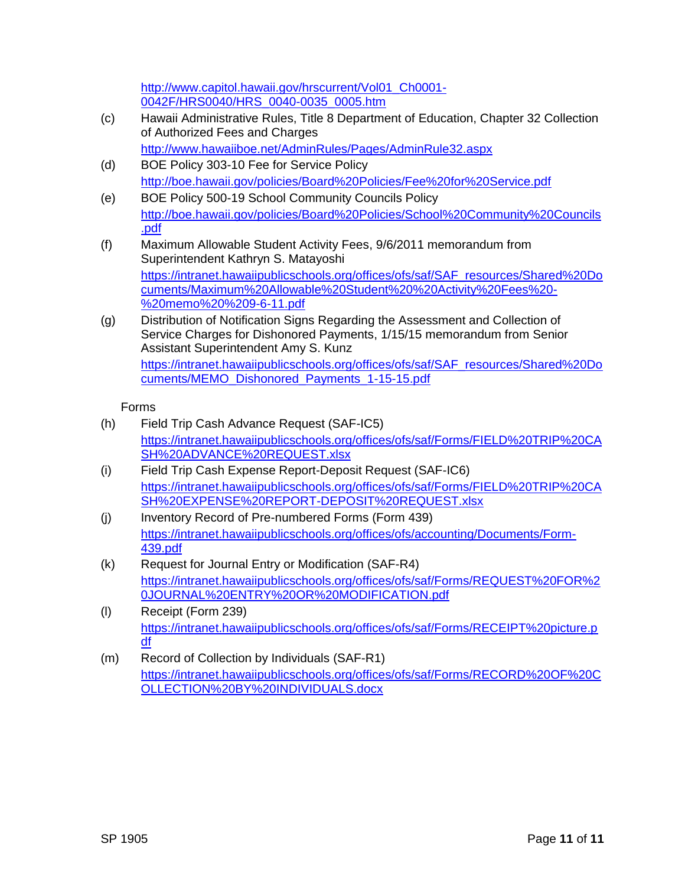http://www.capitol.hawaii.gov/hrscurrent/Vol01_Ch0001-0042F/HRS0040/HRS_0040-0035_0005.htm

(c) Hawaii Administrative Rules, Title 8 Department of Education, Chapter 32 Collection of Authorized Fees and Charges
http://www.hawaiiboe.net/AdminRules/Pages/AdminRule32.aspx

(d) BOE Policy 303-10 Fee for Service Policy
http://boe.hawaii.gov/policies/Board%20Policies/Fee%20for%20Service.pdf

(e) BOE Policy 500-19 School Community Councils Policy
http://boe.hawaii.gov/policies/Board%20Policies/School%20Community%20Councils.pdf

(f) Maximum Allowable Student Activity Fees, 9/6/2011 memorandum from Superintendent Kathryn S. Matayoshi
https://intranet.hawaiipublicschools.org/offices/ofs/saf/SAF_resources/Shared%20Documents/Maximum%20Allowable%20Student%20%20Activity%20Fees%20-%20memo%20%209-6-11.pdf

(g) Distribution of Notification Signs Regarding the Assessment and Collection of Service Charges for Dishonored Payments, 1/15/15 memorandum from Senior Assistant Superintendent Amy S. Kunz
https://intranet.hawaiipublicschools.org/offices/ofs/saf/SAF_resources/Shared%20Documents/MEMO_Dishonored_Payments_1-15-15.pdf

Forms

(h) Field Trip Cash Advance Request (SAF-IC5)
https://intranet.hawaiipublicschools.org/offices/ofs/saf/Forms/FIELD%20TRIP%20CASH%20ADVANCE%20REQUEST.xlsx

(i) Field Trip Cash Expense Report-Deposit Request (SAF-IC6)
https://intranet.hawaiipublicschools.org/offices/ofs/saf/Forms/FIELD%20TRIP%20CASH%20EXPENSE%20REPORT-DEPOSIT%20REQUEST.xlsx

(j) Inventory Record of Pre-numbered Forms (Form 439)
https://intranet.hawaiipublicschools.org/offices/ofs/accounting/Documents/Form-439.pdf

(k) Request for Journal Entry or Modification (SAF-R4)
https://intranet.hawaiipublicschools.org/offices/ofs/saf/Forms/REQUEST%20FOR%20JOURNAL%20ENTRY%20OR%20MODIFICATION.pdf

(l) Receipt (Form 239)
https://intranet.hawaiipublicschools.org/offices/ofs/saf/Forms/RECEIPT%20picture.pdf

(m) Record of Collection by Individuals (SAF-R1)
https://intranet.hawaiipublicschools.org/offices/ofs/saf/Forms/RECORD%20OF%20COLLECTION%20BY%20INDIVIDUALS.docx